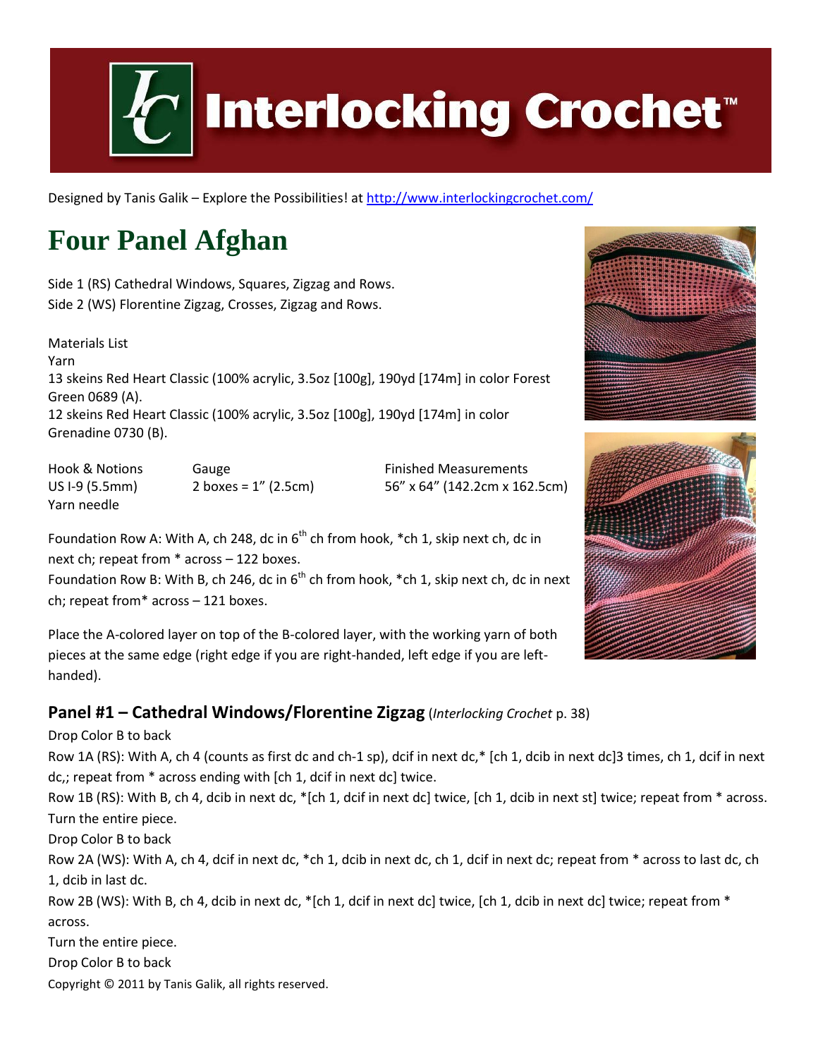# Interlocking Crochet™

Designed by Tanis Galik – Explore the Possibilities! at http://www.interlockingcrochet.com/

# Four Panel Afghan

Side 1 (RS) Cathedral Windows, Squares, Zigzag and Rows.
Side 2 (WS) Florentine Zigzag, Crosses, Zigzag and Rows.

Materials List
Yarn
13 skeins Red Heart Classic (100% acrylic, 3.5oz [100g], 190yd [174m] in color Forest Green 0689 (A).
12 skeins Red Heart Classic (100% acrylic, 3.5oz [100g], 190yd [174m] in color Grenadine 0730 (B).

| Hook & Notions | Gauge | Finished Measurements |
|---|---|---|
| US I-9 (5.5mm) | 2 boxes = 1" (2.5cm) | 56" x 64" (142.2cm x 162.5cm) |
| Yarn needle | | |

Foundation Row A: With A, ch 248, dc in 6th ch from hook, *ch 1, skip next ch, dc in next ch; repeat from * across – 122 boxes.
Foundation Row B: With B, ch 246, dc in 6th ch from hook, *ch 1, skip next ch, dc in next ch; repeat from* across – 121 boxes.

Place the A-colored layer on top of the B-colored layer, with the working yarn of both pieces at the same edge (right edge if you are right-handed, left edge if you are left-handed).

## Panel #1 – Cathedral Windows/Florentine Zigzag (*Interlocking Crochet* p. 38)

Drop Color B to back
Row 1A (RS): With A, ch 4 (counts as first dc and ch-1 sp), dcif in next dc,* [ch 1, dcib in next dc]3 times, ch 1, dcif in next dc,; repeat from * across ending with [ch 1, dcif in next dc] twice.
Row 1B (RS): With B, ch 4, dcib in next dc, *[ch 1, dcif in next dc] twice, [ch 1, dcib in next st] twice; repeat from * across.
Turn the entire piece.
Drop Color B to back
Row 2A (WS): With A, ch 4, dcif in next dc, *ch 1, dcib in next dc, ch 1, dcif in next dc; repeat from * across to last dc, ch 1, dcib in last dc.
Row 2B (WS): With B, ch 4, dcib in next dc, *[ch 1, dcif in next dc] twice, [ch 1, dcib in next dc] twice; repeat from * across.
Turn the entire piece.
Drop Color B to back

Copyright © 2011 by Tanis Galik, all rights reserved.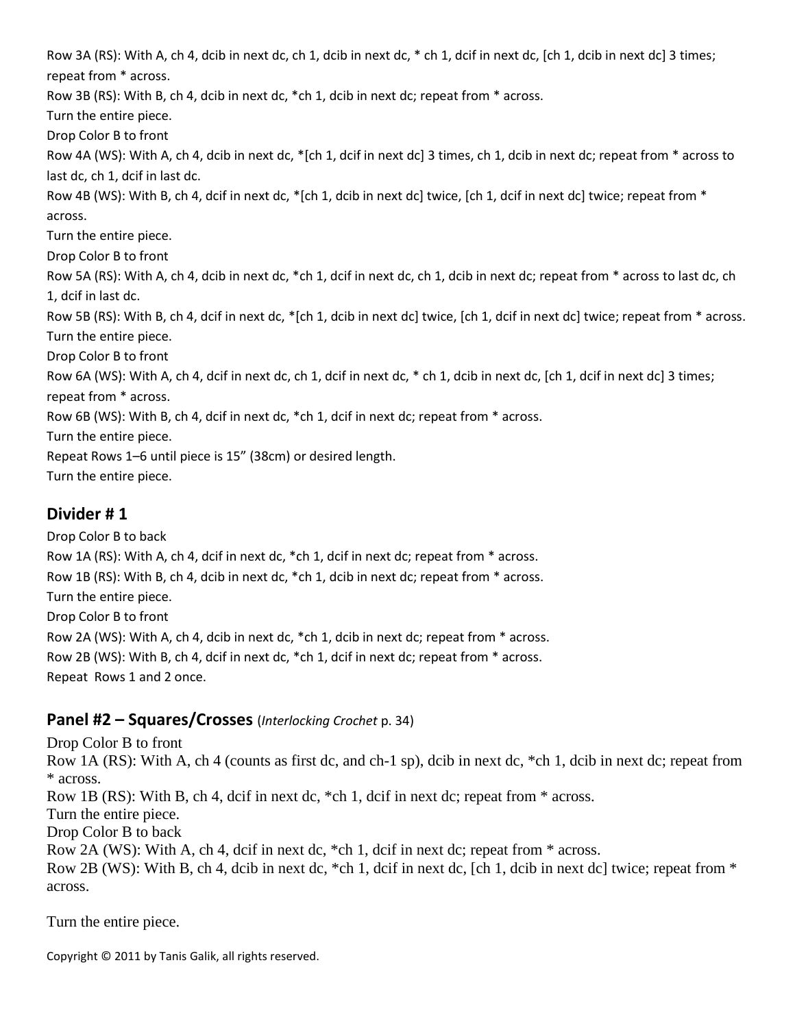Row 3A (RS): With A, ch 4, dcib in next dc, ch 1, dcib in next dc, * ch 1, dcif in next dc, [ch 1, dcib in next dc] 3 times; repeat from * across.

Row 3B (RS): With B, ch 4, dcib in next dc, *ch 1, dcib in next dc; repeat from * across.

Turn the entire piece.

Drop Color B to front

Row 4A (WS): With A, ch 4, dcib in next dc, *[ch 1, dcif in next dc] 3 times, ch 1, dcib in next dc; repeat from * across to last dc, ch 1, dcif in last dc.

Row 4B (WS): With B, ch 4, dcif in next dc, *[ch 1, dcib in next dc] twice, [ch 1, dcif in next dc] twice; repeat from * across.

Turn the entire piece.

Drop Color B to front

Row 5A (RS): With A, ch 4, dcib in next dc, *ch 1, dcif in next dc, ch 1, dcib in next dc; repeat from * across to last dc, ch 1, dcif in last dc.

Row 5B (RS): With B, ch 4, dcif in next dc, *[ch 1, dcib in next dc] twice, [ch 1, dcif in next dc] twice; repeat from * across.

Turn the entire piece.

Drop Color B to front

Row 6A (WS): With A, ch 4, dcif in next dc, ch 1, dcif in next dc, * ch 1, dcib in next dc, [ch 1, dcif in next dc] 3 times; repeat from * across.

Row 6B (WS): With B, ch 4, dcif in next dc, *ch 1, dcif in next dc; repeat from * across.

Turn the entire piece.

Repeat Rows 1–6 until piece is 15" (38cm) or desired length.

Turn the entire piece.

## Divider # 1

Drop Color B to back

Row 1A (RS): With A, ch 4, dcif in next dc, *ch 1, dcif in next dc; repeat from * across.

Row 1B (RS): With B, ch 4, dcib in next dc, *ch 1, dcib in next dc; repeat from * across.

Turn the entire piece.

Drop Color B to front

Row 2A (WS): With A, ch 4, dcib in next dc, *ch 1, dcib in next dc; repeat from * across.

Row 2B (WS): With B, ch 4, dcif in next dc, *ch 1, dcif in next dc; repeat from * across.

Repeat Rows 1 and 2 once.

## Panel #2 – Squares/Crosses (*Interlocking Crochet* p. 34)

Drop Color B to front

Row 1A (RS): With A, ch 4 (counts as first dc, and ch-1 sp), dcib in next dc, *ch 1, dcib in next dc; repeat from * across.

Row 1B (RS): With B, ch 4, dcif in next dc, *ch 1, dcif in next dc; repeat from * across.

Turn the entire piece.

Drop Color B to back

Row 2A (WS): With A, ch 4, dcif in next dc, *ch 1, dcif in next dc; repeat from * across.

Row 2B (WS): With B, ch 4, dcib in next dc, *ch 1, dcif in next dc, [ch 1, dcib in next dc] twice; repeat from * across.

Turn the entire piece.

Copyright © 2011 by Tanis Galik, all rights reserved.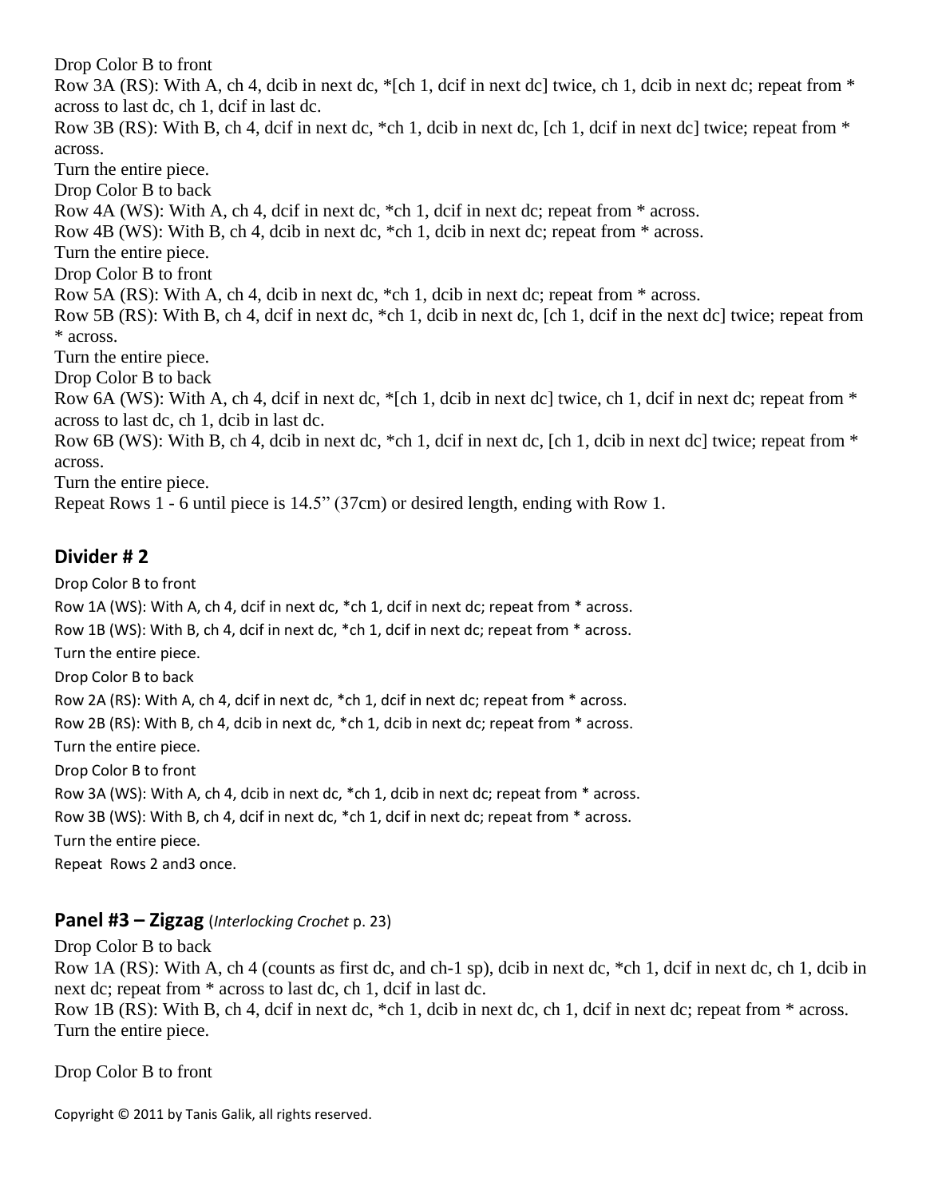Drop Color B to front

Row 3A (RS): With A, ch 4, dcib in next dc, *[ch 1, dcif in next dc] twice, ch 1, dcib in next dc; repeat from * across to last dc, ch 1, dcif in last dc.

Row 3B (RS): With B, ch 4, dcif in next dc, *ch 1, dcib in next dc, [ch 1, dcif in next dc] twice; repeat from * across.

Turn the entire piece.

Drop Color B to back

Row 4A (WS): With A, ch 4, dcif in next dc, *ch 1, dcif in next dc; repeat from * across.

Row 4B (WS): With B, ch 4, dcib in next dc, *ch 1, dcib in next dc; repeat from * across.

Turn the entire piece.

Drop Color B to front

Row 5A (RS): With A, ch 4, dcib in next dc, *ch 1, dcib in next dc; repeat from * across.

Row 5B (RS): With B, ch 4, dcif in next dc, *ch 1, dcib in next dc, [ch 1, dcif in the next dc] twice; repeat from * across.

Turn the entire piece.

Drop Color B to back

Row 6A (WS): With A, ch 4, dcif in next dc, *[ch 1, dcib in next dc] twice, ch 1, dcif in next dc; repeat from * across to last dc, ch 1, dcib in last dc.

Row 6B (WS): With B, ch 4, dcib in next dc, *ch 1, dcif in next dc, [ch 1, dcib in next dc] twice; repeat from * across.

Turn the entire piece.

Repeat Rows 1 - 6 until piece is 14.5" (37cm) or desired length, ending with Row 1.

## Divider # 2

Drop Color B to front

Row 1A (WS): With A, ch 4, dcif in next dc, *ch 1, dcif in next dc; repeat from * across.

Row 1B (WS): With B, ch 4, dcif in next dc, *ch 1, dcif in next dc; repeat from * across.

Turn the entire piece.

Drop Color B to back

Row 2A (RS): With A, ch 4, dcif in next dc, *ch 1, dcif in next dc; repeat from * across.

Row 2B (RS): With B, ch 4, dcib in next dc, *ch 1, dcib in next dc; repeat from * across.

Turn the entire piece.

Drop Color B to front

Row 3A (WS): With A, ch 4, dcib in next dc, *ch 1, dcib in next dc; repeat from * across.

Row 3B (WS): With B, ch 4, dcif in next dc, *ch 1, dcif in next dc; repeat from * across.

Turn the entire piece.

Repeat Rows 2 and3 once.

## Panel #3 – Zigzag (*Interlocking Crochet* p. 23)

Drop Color B to back

Row 1A (RS): With A, ch 4 (counts as first dc, and ch-1 sp), dcib in next dc, *ch 1, dcif in next dc, ch 1, dcib in next dc; repeat from * across to last dc, ch 1, dcif in last dc.

Row 1B (RS): With B, ch 4, dcif in next dc, *ch 1, dcib in next dc, ch 1, dcif in next dc; repeat from * across.

Turn the entire piece.

Drop Color B to front

Copyright © 2011 by Tanis Galik, all rights reserved.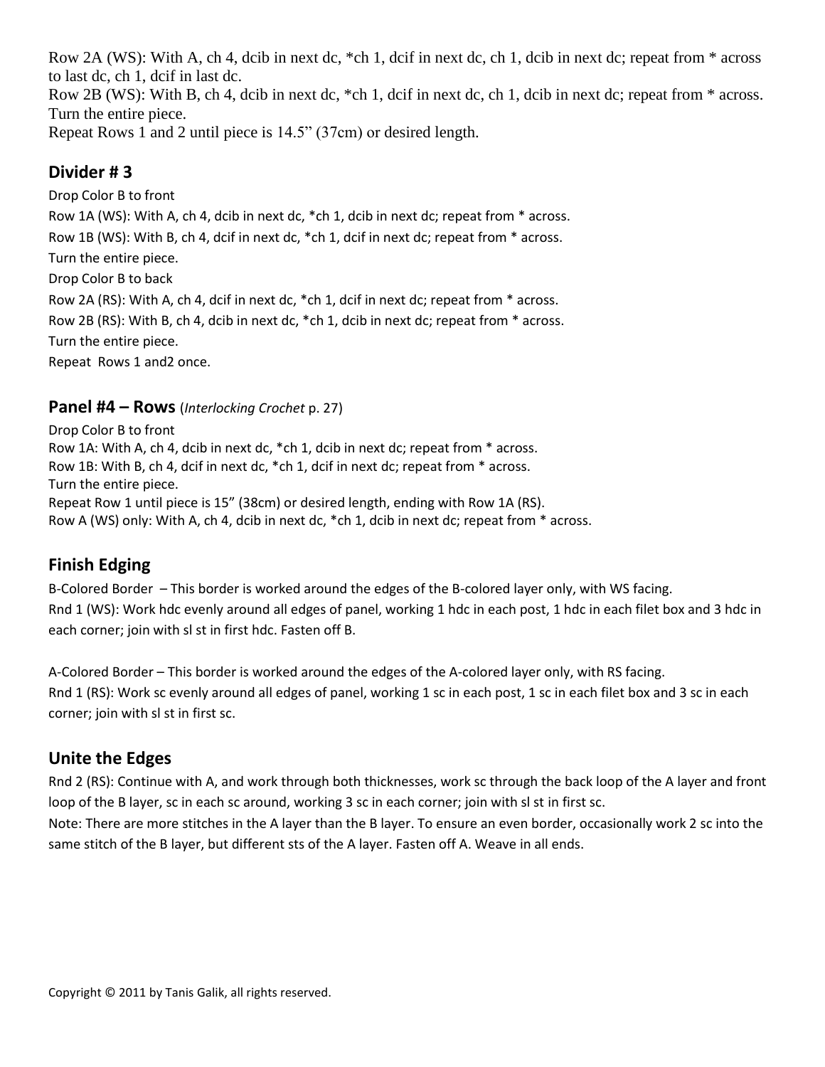Row 2A (WS): With A, ch 4, dcib in next dc, *ch 1, dcif in next dc, ch 1, dcib in next dc; repeat from * across to last dc, ch 1, dcif in last dc.
Row 2B (WS): With B, ch 4, dcib in next dc, *ch 1, dcif in next dc, ch 1, dcib in next dc; repeat from * across. Turn the entire piece.
Repeat Rows 1 and 2 until piece is 14.5" (37cm) or desired length.

## Divider # 3

Drop Color B to front
Row 1A (WS): With A, ch 4, dcib in next dc, *ch 1, dcib in next dc; repeat from * across.
Row 1B (WS): With B, ch 4, dcif in next dc, *ch 1, dcif in next dc; repeat from * across.
Turn the entire piece.
Drop Color B to back
Row 2A (RS): With A, ch 4, dcif in next dc, *ch 1, dcif in next dc; repeat from * across.
Row 2B (RS): With B, ch 4, dcib in next dc, *ch 1, dcib in next dc; repeat from * across.
Turn the entire piece.
Repeat Rows 1 and2 once.

## Panel #4 – Rows (*Interlocking Crochet* p. 27)

Drop Color B to front
Row 1A: With A, ch 4, dcib in next dc, *ch 1, dcib in next dc; repeat from * across.
Row 1B: With B, ch 4, dcif in next dc, *ch 1, dcif in next dc; repeat from * across.
Turn the entire piece.
Repeat Row 1 until piece is 15" (38cm) or desired length, ending with Row 1A (RS).
Row A (WS) only: With A, ch 4, dcib in next dc, *ch 1, dcib in next dc; repeat from * across.

## Finish Edging

B-Colored Border – This border is worked around the edges of the B-colored layer only, with WS facing.
Rnd 1 (WS): Work hdc evenly around all edges of panel, working 1 hdc in each post, 1 hdc in each filet box and 3 hdc in each corner; join with sl st in first hdc. Fasten off B.

A-Colored Border – This border is worked around the edges of the A-colored layer only, with RS facing.
Rnd 1 (RS): Work sc evenly around all edges of panel, working 1 sc in each post, 1 sc in each filet box and 3 sc in each corner; join with sl st in first sc.

## Unite the Edges

Rnd 2 (RS): Continue with A, and work through both thicknesses, work sc through the back loop of the A layer and front loop of the B layer, sc in each sc around, working 3 sc in each corner; join with sl st in first sc.
Note: There are more stitches in the A layer than the B layer. To ensure an even border, occasionally work 2 sc into the same stitch of the B layer, but different sts of the A layer. Fasten off A. Weave in all ends.

Copyright © 2011 by Tanis Galik, all rights reserved.